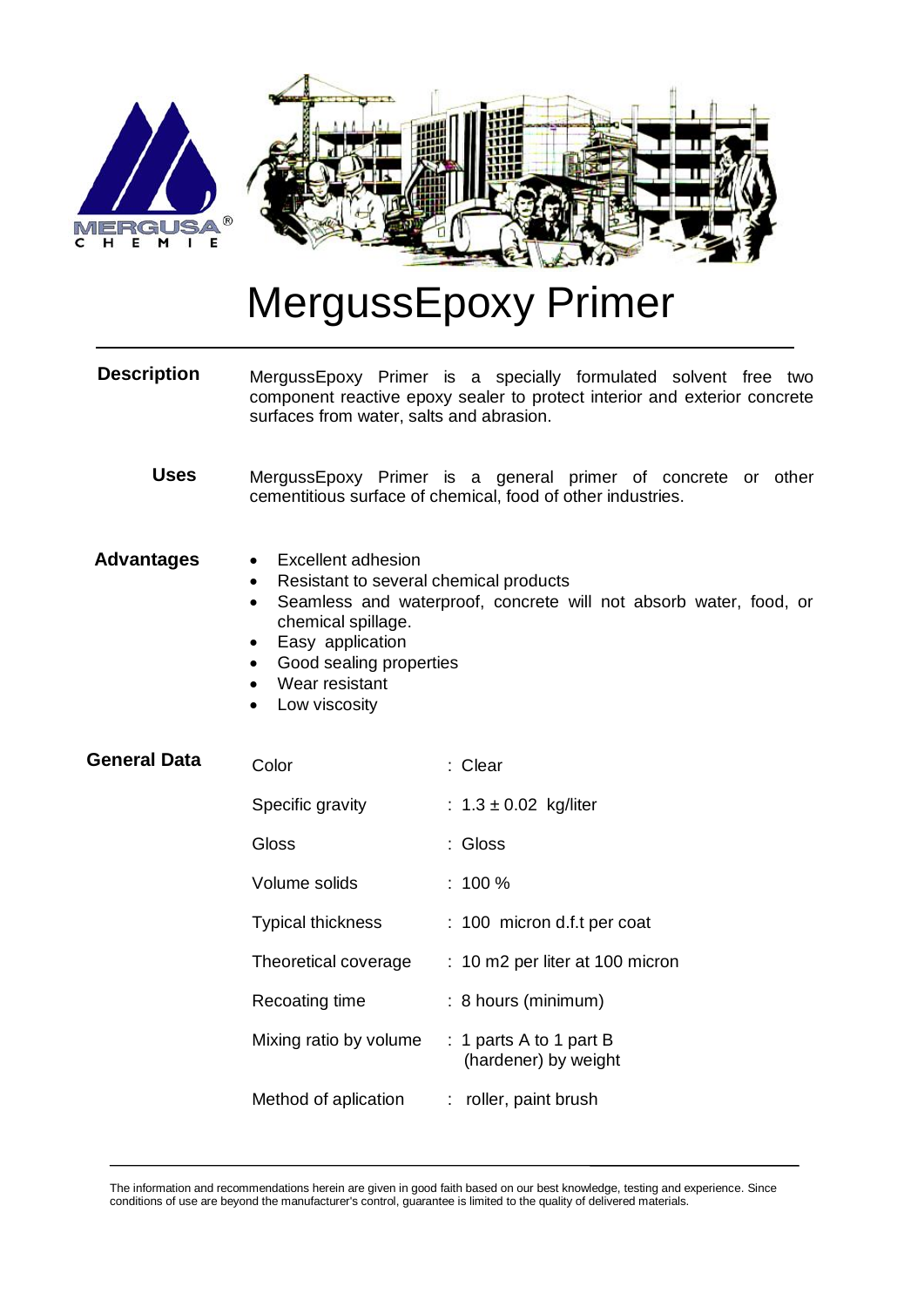# MergussEpoxy Primer

**Description**

MergussEpoxy Primer is a specially formulated solvent free two component reactive epoxy sealer to protect interior and exterior concrete surfaces from water, salts and abrasion.

**Uses**

MergussEpoxy Primer is a general primer of concrete or other cementitious surface of chemical, food of other industries.

**Advantages**

- Excellent adhesion
- Resistant to several chemical products
- Seamless and waterproof, concrete will not absorb water, food, or chemical spillage.
- Easy application
- Good sealing properties
- Wear resistant
- Low viscosity

**General Data**

| | |
|---|---|
| Color | : Clear |
| Specific gravity | : 1.3 ± 0.02 kg/liter |
| Gloss | : Gloss |
| Volume solids | : 100 % |
| Typical thickness | : 100 micron d.f.t per coat |
| Theoretical coverage | : 10 m2 per liter at 100 micron |
| Recoating time | : 8 hours (minimum) |
| Mixing ratio by volume | : 1 parts A to 1 part B (hardener) by weight |
| Method of aplication | : roller, paint brush |

The information and recommendations herein are given in good faith based on our best knowledge, testing and experience. Since conditions of use are beyond the manufacturer's control, guarantee is limited to the quality of delivered materials.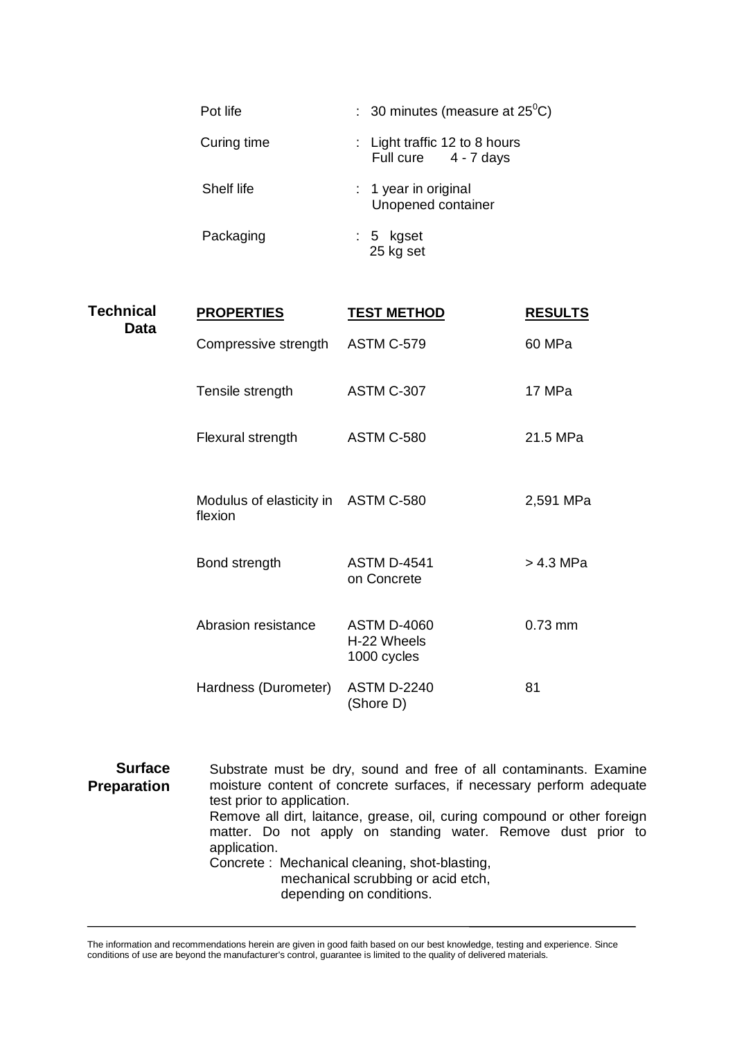| | | |
|---|---|---|
| Pot life | : | 30 minutes (measure at 25$^0$C) |
| Curing time | : | Light traffic 12 to 8 hours<br>Full cure 4 - 7 days |
| Shelf life | : | 1 year in original<br>Unopened container |
| Packaging | : | 5 kgset<br>25 kg set |

**Technical Data**

| PROPERTIES | TEST METHOD | RESULTS |
|---|---|---|
| Compressive strength | ASTM C-579 | 60 MPa |
| Tensile strength | ASTM C-307 | 17 MPa |
| Flexural strength | ASTM C-580 | 21.5 MPa |
| Modulus of elasticity in flexion | ASTM C-580 | 2,591 MPa |
| Bond strength | ASTM D-4541 on Concrete | > 4.3 MPa |
| Abrasion resistance | ASTM D-4060 H-22 Wheels 1000 cycles | 0.73 mm |
| Hardness (Durometer) | ASTM D-2240 (Shore D) | 81 |

**Surface Preparation**

Substrate must be dry, sound and free of all contaminants. Examine moisture content of concrete surfaces, if necessary perform adequate test prior to application.
Remove all dirt, laitance, grease, oil, curing compound or other foreign matter. Do not apply on standing water. Remove dust prior to application.
Concrete : Mechanical cleaning, shot-blasting, mechanical scrubbing or acid etch, depending on conditions.

The information and recommendations herein are given in good faith based on our best knowledge, testing and experience. Since conditions of use are beyond the manufacturer's control, guarantee is limited to the quality of delivered materials.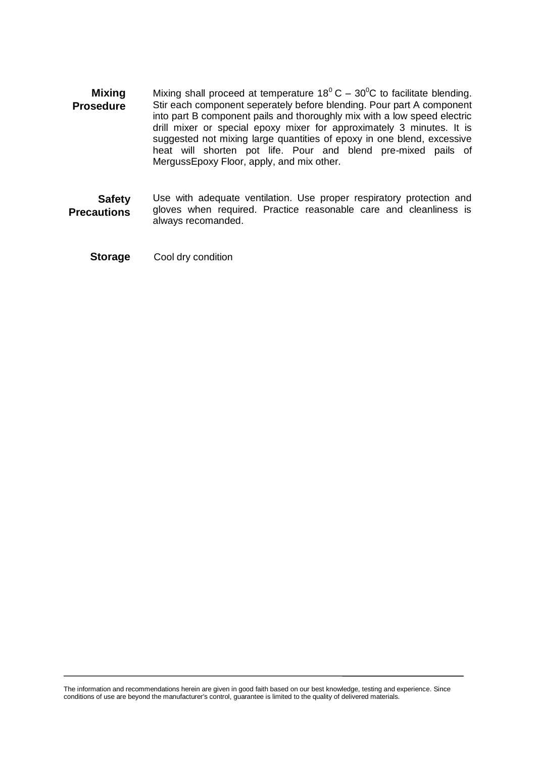**Mixing Prosedure**

Mixing shall proceed at temperature $18^0$ C – $30^0$C to facilitate blending. Stir each component seperately before blending. Pour part A component into part B component pails and thoroughly mix with a low speed electric drill mixer or special epoxy mixer for approximately 3 minutes. It is suggested not mixing large quantities of epoxy in one blend, excessive heat will shorten pot life. Pour and blend pre-mixed pails of MergussEpoxy Floor, apply, and mix other.

**Safety Precautions**

Use with adequate ventilation. Use proper respiratory protection and gloves when required. Practice reasonable care and cleanliness is always recomanded.

**Storage**

Cool dry condition

The information and recommendations herein are given in good faith based on our best knowledge, testing and experience. Since conditions of use are beyond the manufacturer's control, guarantee is limited to the quality of delivered materials.